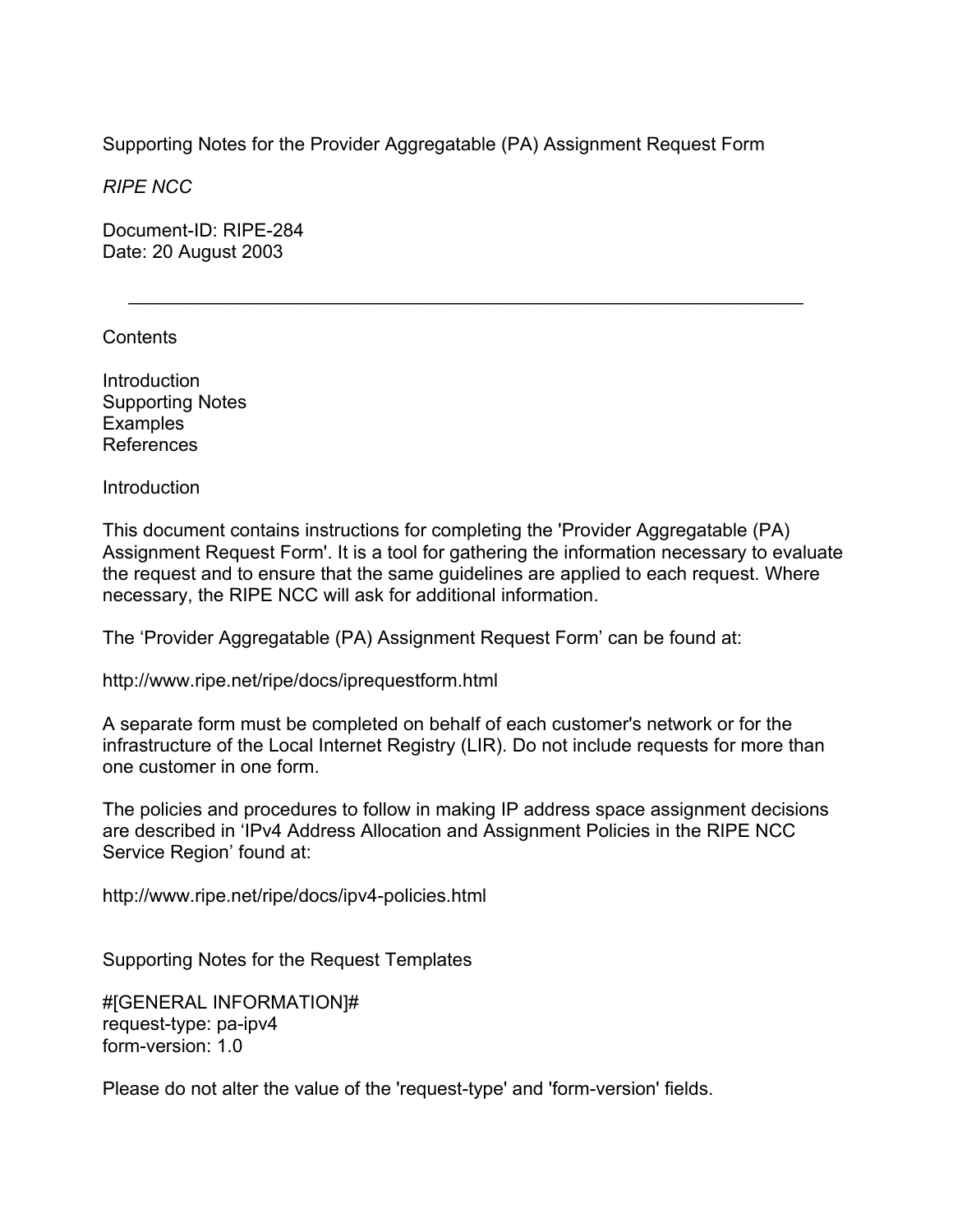# Supporting Notes for the Provider Aggregatable (PA) Assignment Request Form

*RIPE NCC*

Document-ID: RIPE-284
Date: 20 August 2003

---

## Contents

Introduction
Supporting Notes
Examples
References

## Introduction

This document contains instructions for completing the 'Provider Aggregatable (PA) Assignment Request Form'. It is a tool for gathering the information necessary to evaluate the request and to ensure that the same guidelines are applied to each request. Where necessary, the RIPE NCC will ask for additional information.

The 'Provider Aggregatable (PA) Assignment Request Form' can be found at:

http://www.ripe.net/ripe/docs/iprequestform.html

A separate form must be completed on behalf of each customer's network or for the infrastructure of the Local Internet Registry (LIR). Do not include requests for more than one customer in one form.

The policies and procedures to follow in making IP address space assignment decisions are described in 'IPv4 Address Allocation and Assignment Policies in the RIPE NCC Service Region' found at:

http://www.ripe.net/ripe/docs/ipv4-policies.html

## Supporting Notes for the Request Templates

```
#[GENERAL INFORMATION]#
request-type: pa-ipv4
form-version: 1.0
```

Please do not alter the value of the 'request-type' and 'form-version' fields.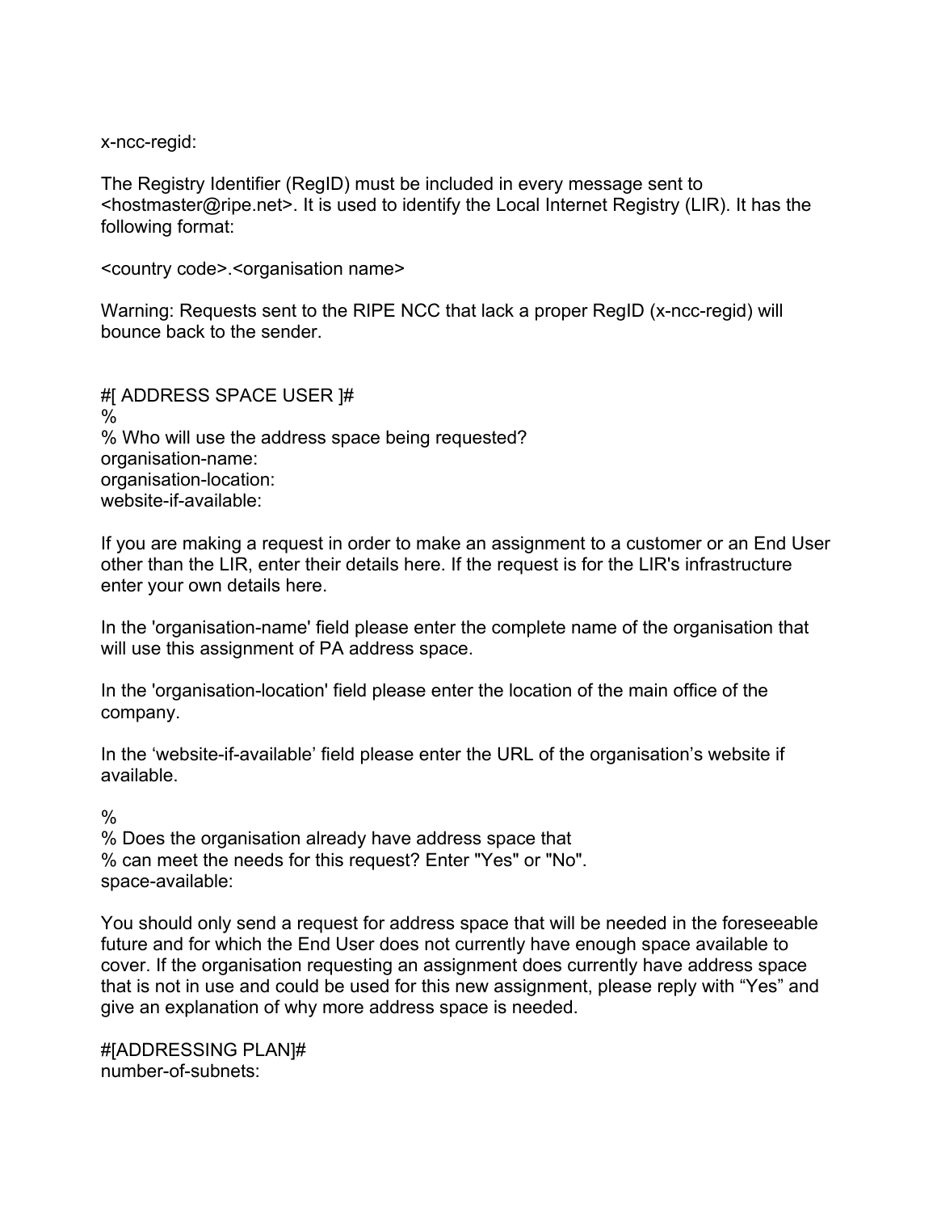x-ncc-regid:

The Registry Identifier (RegID) must be included in every message sent to <hostmaster@ripe.net>. It is used to identify the Local Internet Registry (LIR). It has the following format:

<country code>.<organisation name>

Warning: Requests sent to the RIPE NCC that lack a proper RegID (x-ncc-regid) will bounce back to the sender.

#[ ADDRESS SPACE USER ]#
%
% Who will use the address space being requested?
organisation-name:
organisation-location:
website-if-available:

If you are making a request in order to make an assignment to a customer or an End User other than the LIR, enter their details here. If the request is for the LIR's infrastructure enter your own details here.

In the 'organisation-name' field please enter the complete name of the organisation that will use this assignment of PA address space.

In the 'organisation-location' field please enter the location of the main office of the company.

In the ‘website-if-available’ field please enter the URL of the organisation’s website if available.

%
% Does the organisation already have address space that
% can meet the needs for this request? Enter "Yes" or "No".
space-available:

You should only send a request for address space that will be needed in the foreseeable future and for which the End User does not currently have enough space available to cover. If the organisation requesting an assignment does currently have address space that is not in use and could be used for this new assignment, please reply with “Yes” and give an explanation of why more address space is needed.

#[ADDRESSING PLAN]#
number-of-subnets: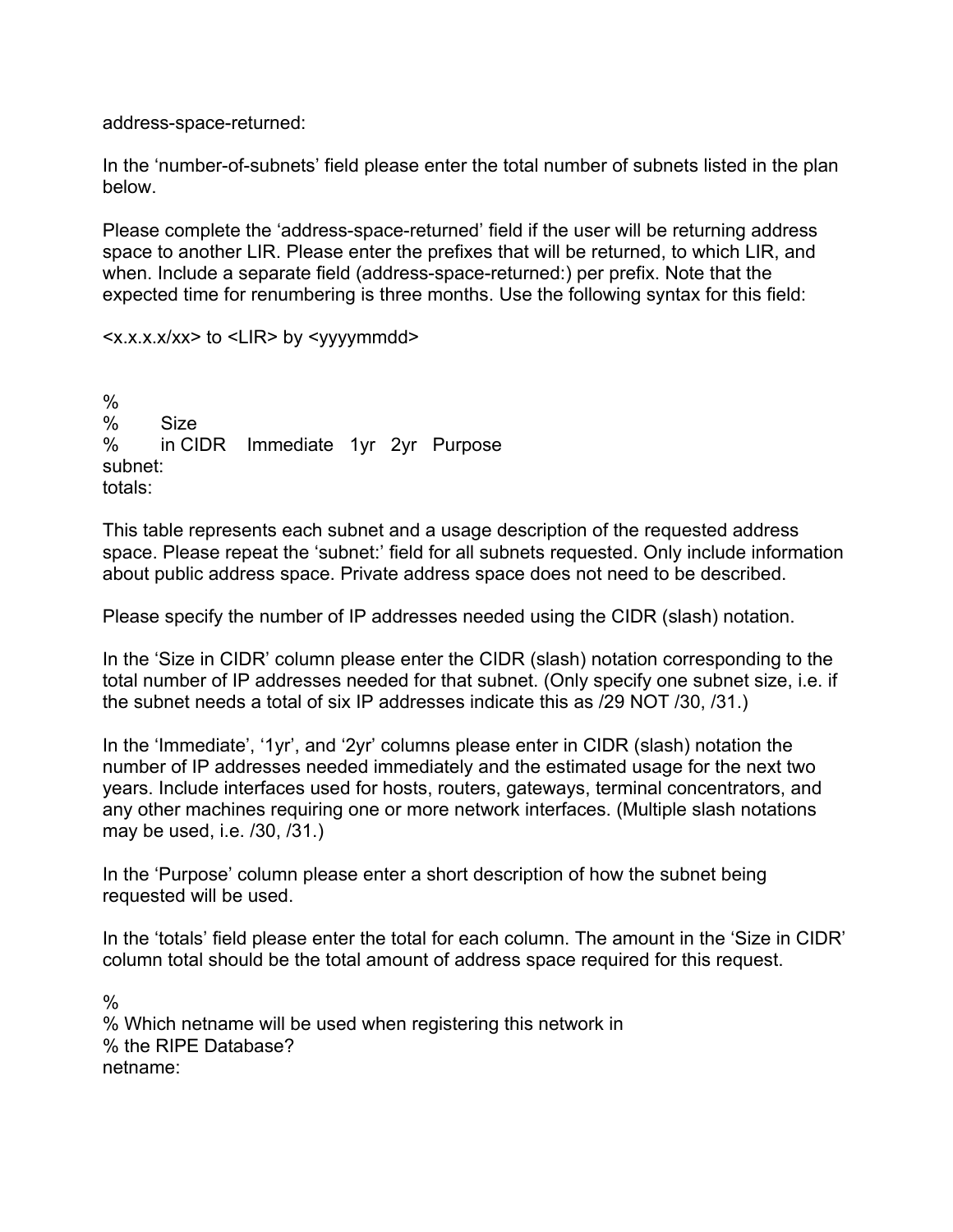address-space-returned:

In the ‘number-of-subnets’ field please enter the total number of subnets listed in the plan below.

Please complete the ‘address-space-returned’ field if the user will be returning address space to another LIR. Please enter the prefixes that will be returned, to which LIR, and when. Include a separate field (address-space-returned:) per prefix. Note that the expected time for renumbering is three months. Use the following syntax for this field:

<x.x.x.x/xx> to <LIR> by <yyyymmdd>

```
%
%       Size
%       in CIDR    Immediate   1yr   2yr   Purpose
subnet:
totals:
```

This table represents each subnet and a usage description of the requested address space. Please repeat the ‘subnet:’ field for all subnets requested. Only include information about public address space. Private address space does not need to be described.

Please specify the number of IP addresses needed using the CIDR (slash) notation.

In the ‘Size in CIDR’ column please enter the CIDR (slash) notation corresponding to the total number of IP addresses needed for that subnet. (Only specify one subnet size, i.e. if the subnet needs a total of six IP addresses indicate this as /29 NOT /30, /31.)

In the ‘Immediate’, ‘1yr’, and ‘2yr’ columns please enter in CIDR (slash) notation the number of IP addresses needed immediately and the estimated usage for the next two years. Include interfaces used for hosts, routers, gateways, terminal concentrators, and any other machines requiring one or more network interfaces. (Multiple slash notations may be used, i.e. /30, /31.)

In the ‘Purpose’ column please enter a short description of how the subnet being requested will be used.

In the ‘totals’ field please enter the total for each column. The amount in the ‘Size in CIDR’ column total should be the total amount of address space required for this request.

```
%
% Which netname will be used when registering this network in
% the RIPE Database?
netname:
```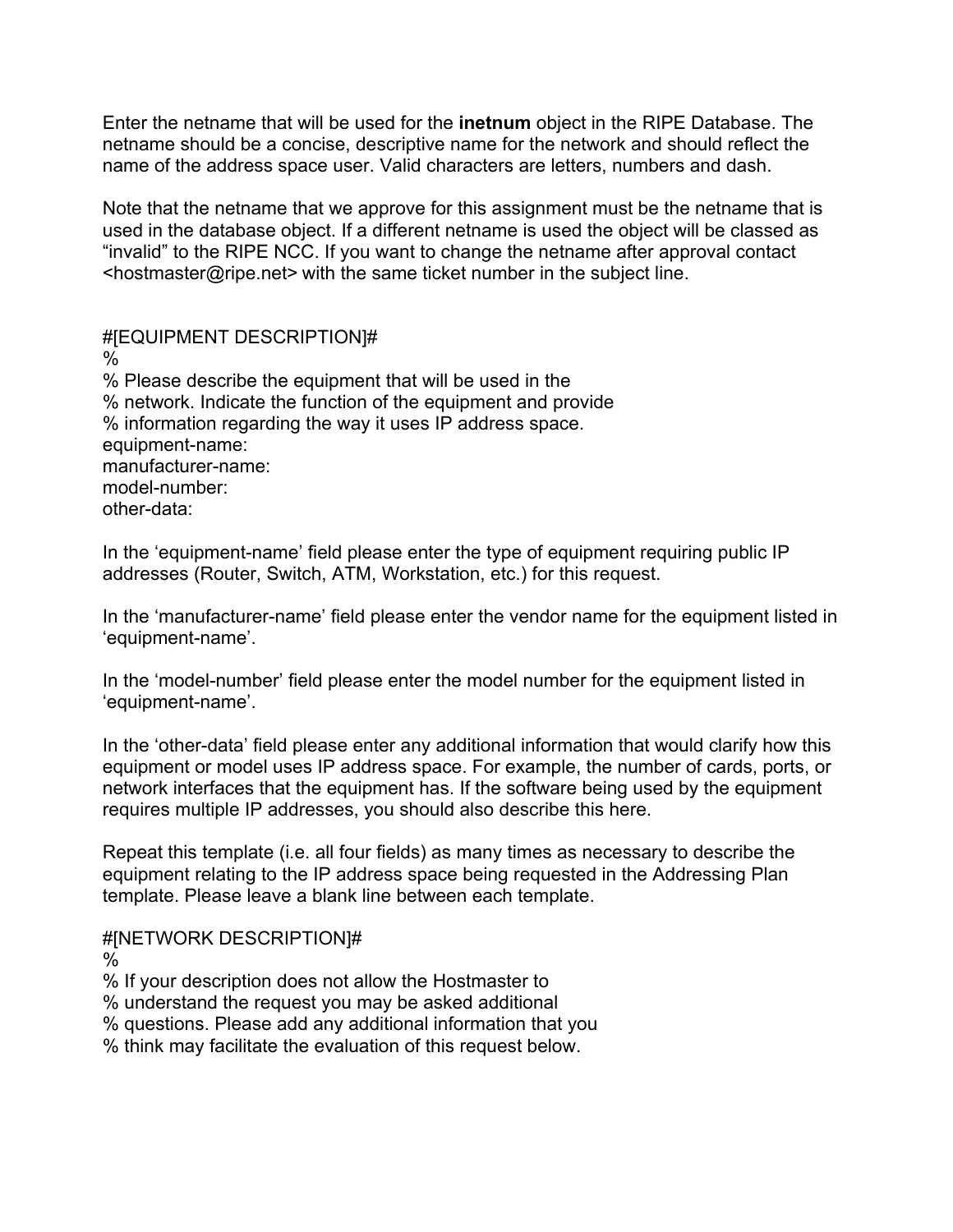Enter the netname that will be used for the **inetnum** object in the RIPE Database. The netname should be a concise, descriptive name for the network and should reflect the name of the address space user. Valid characters are letters, numbers and dash.

Note that the netname that we approve for this assignment must be the netname that is used in the database object. If a different netname is used the object will be classed as "invalid" to the RIPE NCC. If you want to change the netname after approval contact <hostmaster@ripe.net> with the same ticket number in the subject line.

```
#[EQUIPMENT DESCRIPTION]#
%
% Please describe the equipment that will be used in the
% network. Indicate the function of the equipment and provide
% information regarding the way it uses IP address space.
equipment-name:
manufacturer-name:
model-number:
other-data:
```

In the 'equipment-name' field please enter the type of equipment requiring public IP addresses (Router, Switch, ATM, Workstation, etc.) for this request.

In the 'manufacturer-name' field please enter the vendor name for the equipment listed in 'equipment-name'.

In the 'model-number' field please enter the model number for the equipment listed in 'equipment-name'.

In the 'other-data' field please enter any additional information that would clarify how this equipment or model uses IP address space. For example, the number of cards, ports, or network interfaces that the equipment has. If the software being used by the equipment requires multiple IP addresses, you should also describe this here.

Repeat this template (i.e. all four fields) as many times as necessary to describe the equipment relating to the IP address space being requested in the Addressing Plan template. Please leave a blank line between each template.

```
#[NETWORK DESCRIPTION]#
%
% If your description does not allow the Hostmaster to
% understand the request you may be asked additional
% questions. Please add any additional information that you
% think may facilitate the evaluation of this request below.
```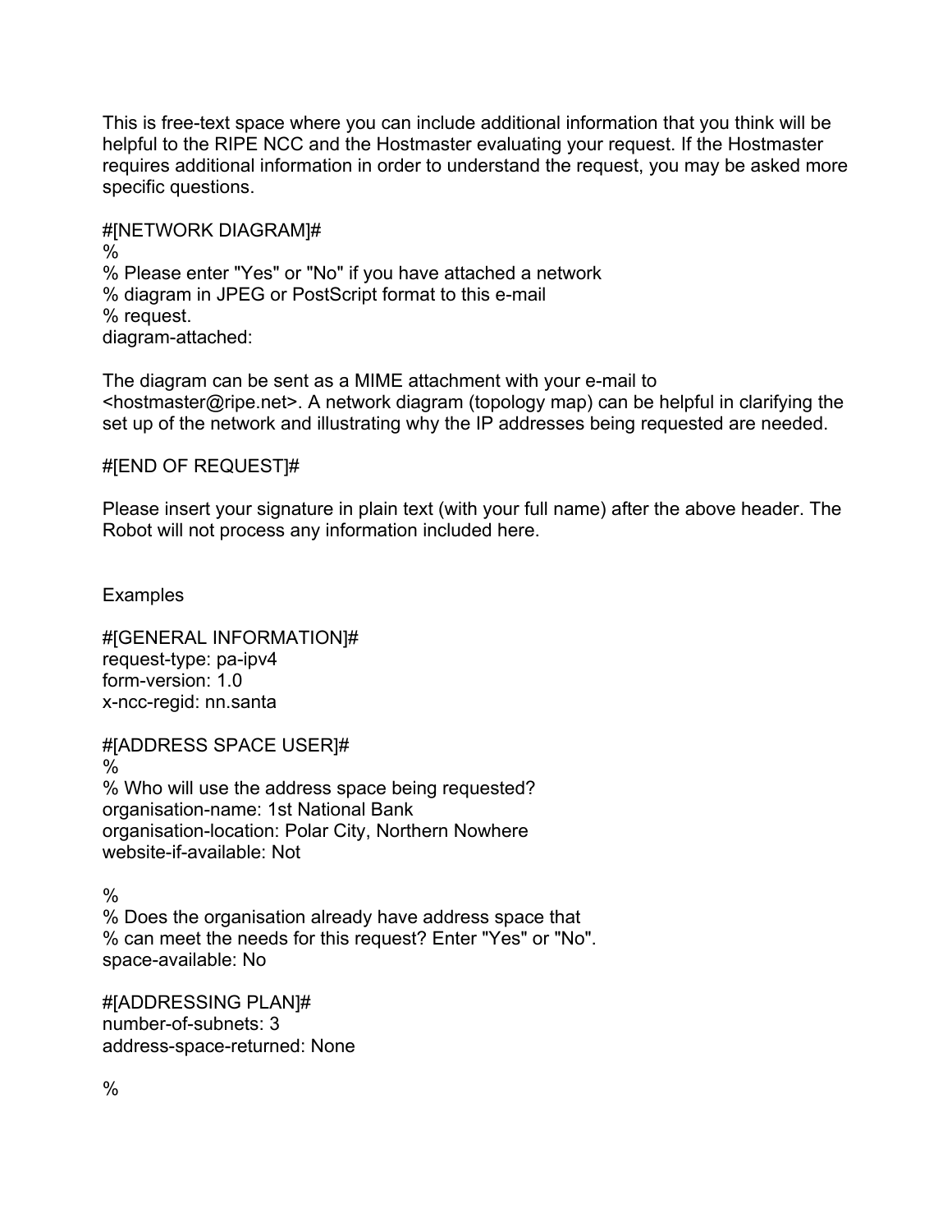This is free-text space where you can include additional information that you think will be helpful to the RIPE NCC and the Hostmaster evaluating your request. If the Hostmaster requires additional information in order to understand the request, you may be asked more specific questions.

```
#[NETWORK DIAGRAM]#
%
% Please enter "Yes" or "No" if you have attached a network
% diagram in JPEG or PostScript format to this e-mail
% request.
diagram-attached:
```

The diagram can be sent as a MIME attachment with your e-mail to <hostmaster@ripe.net>. A network diagram (topology map) can be helpful in clarifying the set up of the network and illustrating why the IP addresses being requested are needed.

```
#[END OF REQUEST]#
```

Please insert your signature in plain text (with your full name) after the above header. The Robot will not process any information included here.

Examples

```
#[GENERAL INFORMATION]#
request-type: pa-ipv4
form-version: 1.0
x-ncc-regid: nn.santa

#[ADDRESS SPACE USER]#
%
% Who will use the address space being requested?
organisation-name: 1st National Bank
organisation-location: Polar City, Northern Nowhere
website-if-available: Not

%
% Does the organisation already have address space that
% can meet the needs for this request? Enter "Yes" or "No".
space-available: No

#[ADDRESSING PLAN]#
number-of-subnets: 3
address-space-returned: None

%
```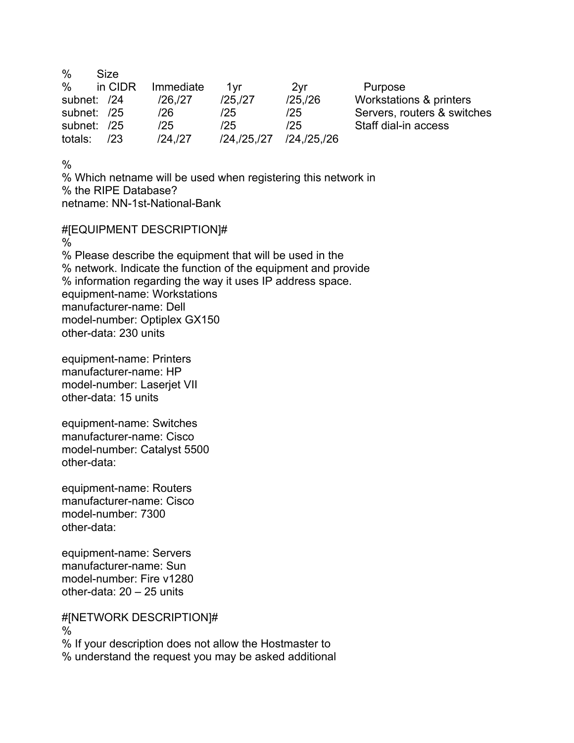| % | Size | | | | |
|---|---|---|---|---|---|
| % | in CIDR | Immediate | 1yr | 2yr | Purpose |
| subnet: | /24 | /26,/27 | /25,/27 | /25,/26 | Workstations & printers |
| subnet: | /25 | /26 | /25 | /25 | Servers, routers & switches |
| subnet: | /25 | /25 | /25 | /25 | Staff dial-in access |
| totals: | /23 | /24,/27 | /24,/25,/27 | /24,/25,/26 | |

%
% Which netname will be used when registering this network in
% the RIPE Database?
netname: NN-1st-National-Bank

#[EQUIPMENT DESCRIPTION]#
%
% Please describe the equipment that will be used in the
% network. Indicate the function of the equipment and provide
% information regarding the way it uses IP address space.
equipment-name: Workstations
manufacturer-name: Dell
model-number: Optiplex GX150
other-data: 230 units

equipment-name: Printers
manufacturer-name: HP
model-number: Laserjet VII
other-data: 15 units

equipment-name: Switches
manufacturer-name: Cisco
model-number: Catalyst 5500
other-data:

equipment-name: Routers
manufacturer-name: Cisco
model-number: 7300
other-data:

equipment-name: Servers
manufacturer-name: Sun
model-number: Fire v1280
other-data: 20 – 25 units

#[NETWORK DESCRIPTION]#
%
% If your description does not allow the Hostmaster to
% understand the request you may be asked additional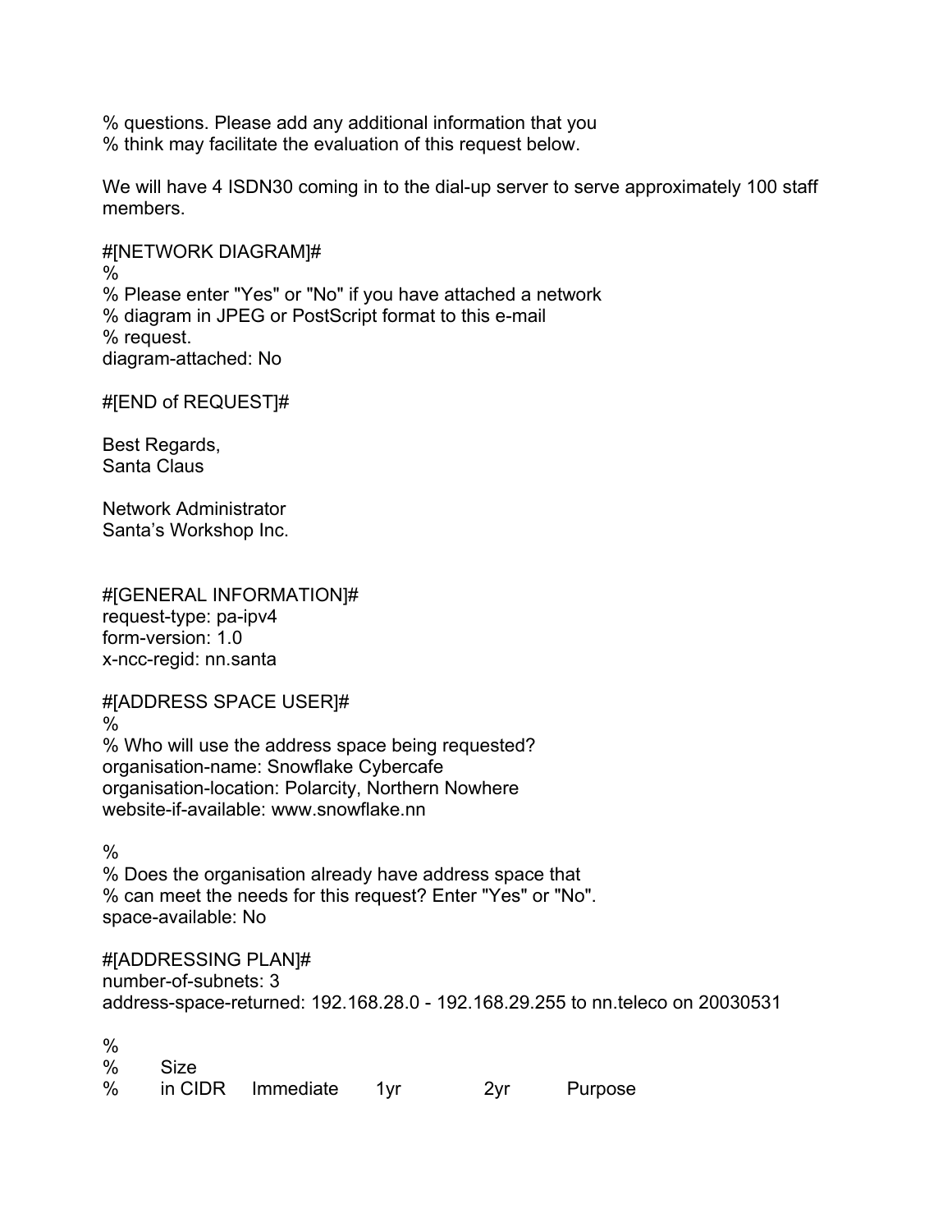% questions. Please add any additional information that you
% think may facilitate the evaluation of this request below.

We will have 4 ISDN30 coming in to the dial-up server to serve approximately 100 staff members.

#[NETWORK DIAGRAM]#
%
% Please enter "Yes" or "No" if you have attached a network
% diagram in JPEG or PostScript format to this e-mail
% request.
diagram-attached: No

#[END of REQUEST]#

Best Regards,
Santa Claus

Network Administrator
Santa's Workshop Inc.

#[GENERAL INFORMATION]#
request-type: pa-ipv4
form-version: 1.0
x-ncc-regid: nn.santa

#[ADDRESS SPACE USER]#
%
% Who will use the address space being requested?
organisation-name: Snowflake Cybercafe
organisation-location: Polarcity, Northern Nowhere
website-if-available: www.snowflake.nn

%
% Does the organisation already have address space that
% can meet the needs for this request? Enter "Yes" or "No".
space-available: No

#[ADDRESSING PLAN]#
number-of-subnets: 3
address-space-returned: 192.168.28.0 - 192.168.29.255 to nn.teleco on 20030531

```
%
%       Size
%       in CIDR    Immediate    1yr        2yr       Purpose
```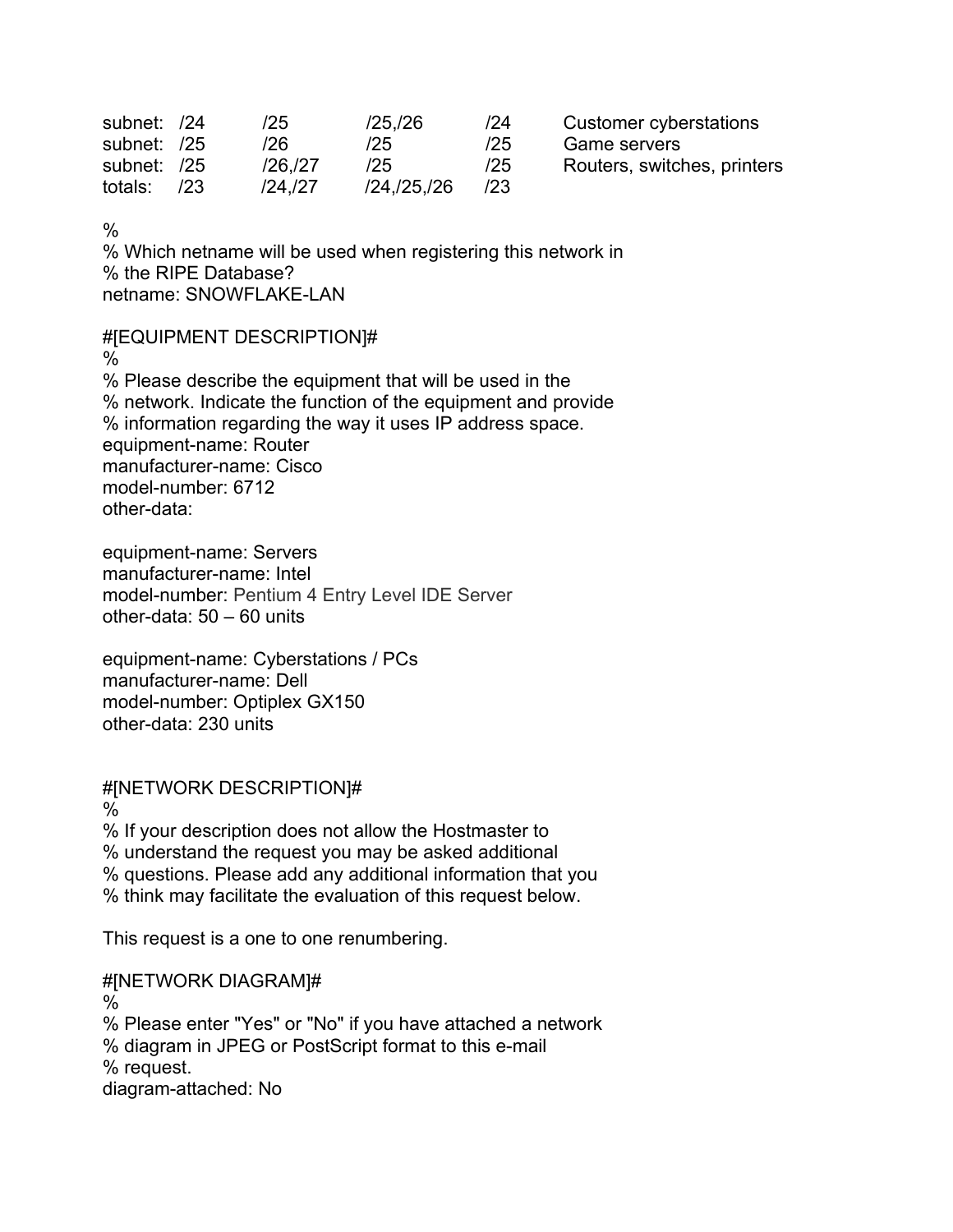| | | | | | |
|---|---|---|---|---|---|
| subnet: | /24 | /25 | /25,/26 | /24 | Customer cyberstations |
| subnet: | /25 | /26 | /25 | /25 | Game servers |
| subnet: | /25 | /26,/27 | /25 | /25 | Routers, switches, printers |
| totals: | /23 | /24,/27 | /24,/25,/26 | /23 | |

%
% Which netname will be used when registering this network in
% the RIPE Database?
netname: SNOWFLAKE-LAN

#[EQUIPMENT DESCRIPTION]#
%
% Please describe the equipment that will be used in the
% network. Indicate the function of the equipment and provide
% information regarding the way it uses IP address space.
equipment-name: Router
manufacturer-name: Cisco
model-number: 6712
other-data:

equipment-name: Servers
manufacturer-name: Intel
model-number: Pentium 4 Entry Level IDE Server
other-data: 50 – 60 units

equipment-name: Cyberstations / PCs
manufacturer-name: Dell
model-number: Optiplex GX150
other-data: 230 units

#[NETWORK DESCRIPTION]#
%
% If your description does not allow the Hostmaster to
% understand the request you may be asked additional
% questions. Please add any additional information that you
% think may facilitate the evaluation of this request below.

This request is a one to one renumbering.

#[NETWORK DIAGRAM]#
%
% Please enter "Yes" or "No" if you have attached a network
% diagram in JPEG or PostScript format to this e-mail
% request.
diagram-attached: No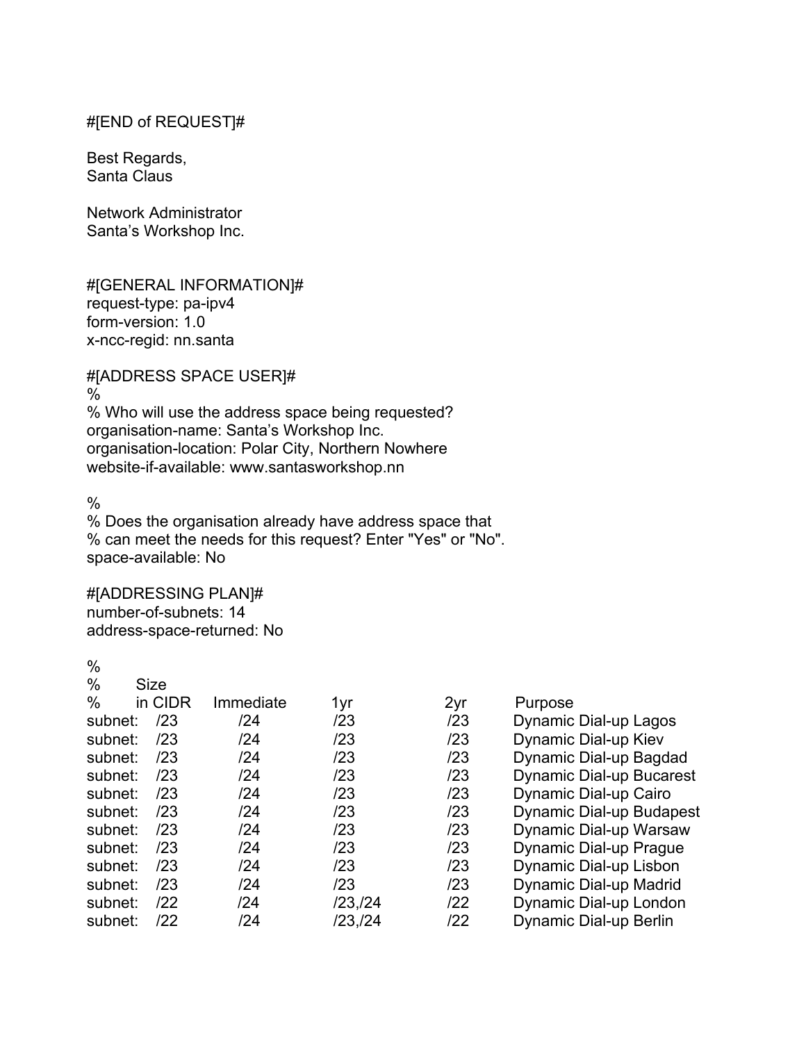#[END of REQUEST]#

Best Regards,
Santa Claus

Network Administrator
Santa's Workshop Inc.

```
#[GENERAL INFORMATION]#
request-type: pa-ipv4
form-version: 1.0
x-ncc-regid: nn.santa

#[ADDRESS SPACE USER]#
%
% Who will use the address space being requested?
organisation-name: Santa's Workshop Inc.
organisation-location: Polar City, Northern Nowhere
website-if-available: www.santasworkshop.nn

%
% Does the organisation already have address space that
% can meet the needs for this request? Enter "Yes" or "No".
space-available: No

#[ADDRESSING PLAN]#
number-of-subnets: 14
address-space-returned: No

%
%        Size
%        in CIDR   Immediate   1yr      2yr    Purpose
subnet:  /23       /24         /23      /23    Dynamic Dial-up Lagos
subnet:  /23       /24         /23      /23    Dynamic Dial-up Kiev
subnet:  /23       /24         /23      /23    Dynamic Dial-up Bagdad
subnet:  /23       /24         /23      /23    Dynamic Dial-up Bucarest
subnet:  /23       /24         /23      /23    Dynamic Dial-up Cairo
subnet:  /23       /24         /23      /23    Dynamic Dial-up Budapest
subnet:  /23       /24         /23      /23    Dynamic Dial-up Warsaw
subnet:  /23       /24         /23      /23    Dynamic Dial-up Prague
subnet:  /23       /24         /23      /23    Dynamic Dial-up Lisbon
subnet:  /23       /24         /23      /23    Dynamic Dial-up Madrid
subnet:  /22       /24         /23,/24  /22    Dynamic Dial-up London
subnet:  /22       /24         /23,/24  /22    Dynamic Dial-up Berlin
```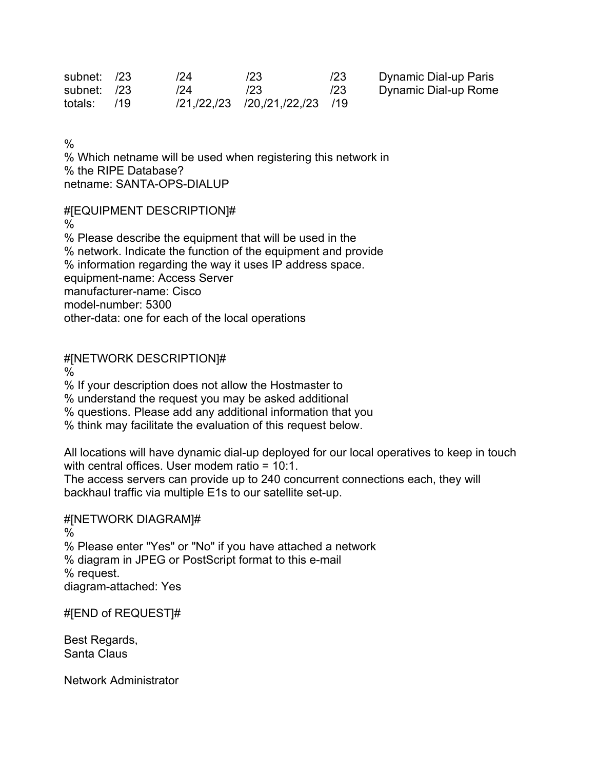```
subnet:   /23        /24          /23              /23     Dynamic Dial-up Paris
subnet:   /23        /24          /23              /23     Dynamic Dial-up Rome
totals:   /19        /21,/22,/23  /20,/21,/22,/23  /19
```

```
%
% Which netname will be used when registering this network in
% the RIPE Database?
netname: SANTA-OPS-DIALUP

#[EQUIPMENT DESCRIPTION]#
%
% Please describe the equipment that will be used in the
% network. Indicate the function of the equipment and provide
% information regarding the way it uses IP address space.
equipment-name: Access Server
manufacturer-name: Cisco
model-number: 5300
other-data: one for each of the local operations


#[NETWORK DESCRIPTION]#
%
% If your description does not allow the Hostmaster to
% understand the request you may be asked additional
% questions. Please add any additional information that you
% think may facilitate the evaluation of this request below.

All locations will have dynamic dial-up deployed for our local operatives to keep in touch
with central offices. User modem ratio = 10:1.
The access servers can provide up to 240 concurrent connections each, they will
backhaul traffic via multiple E1s to our satellite set-up.

#[NETWORK DIAGRAM]#
%
% Please enter "Yes" or "No" if you have attached a network
% diagram in JPEG or PostScript format to this e-mail
% request.
diagram-attached: Yes

#[END of REQUEST]#
```

Best Regards,
Santa Claus

Network Administrator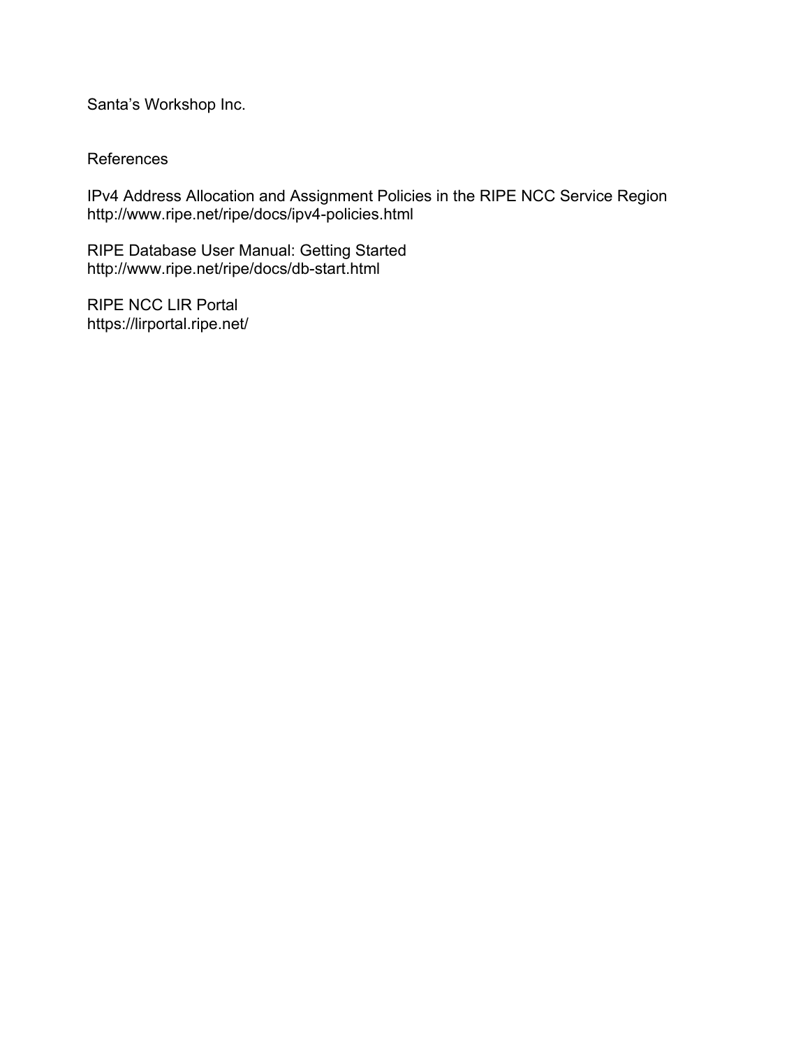Santa's Workshop Inc.

References

IPv4 Address Allocation and Assignment Policies in the RIPE NCC Service Region
http://www.ripe.net/ripe/docs/ipv4-policies.html

RIPE Database User Manual: Getting Started
http://www.ripe.net/ripe/docs/db-start.html

RIPE NCC LIR Portal
https://lirportal.ripe.net/